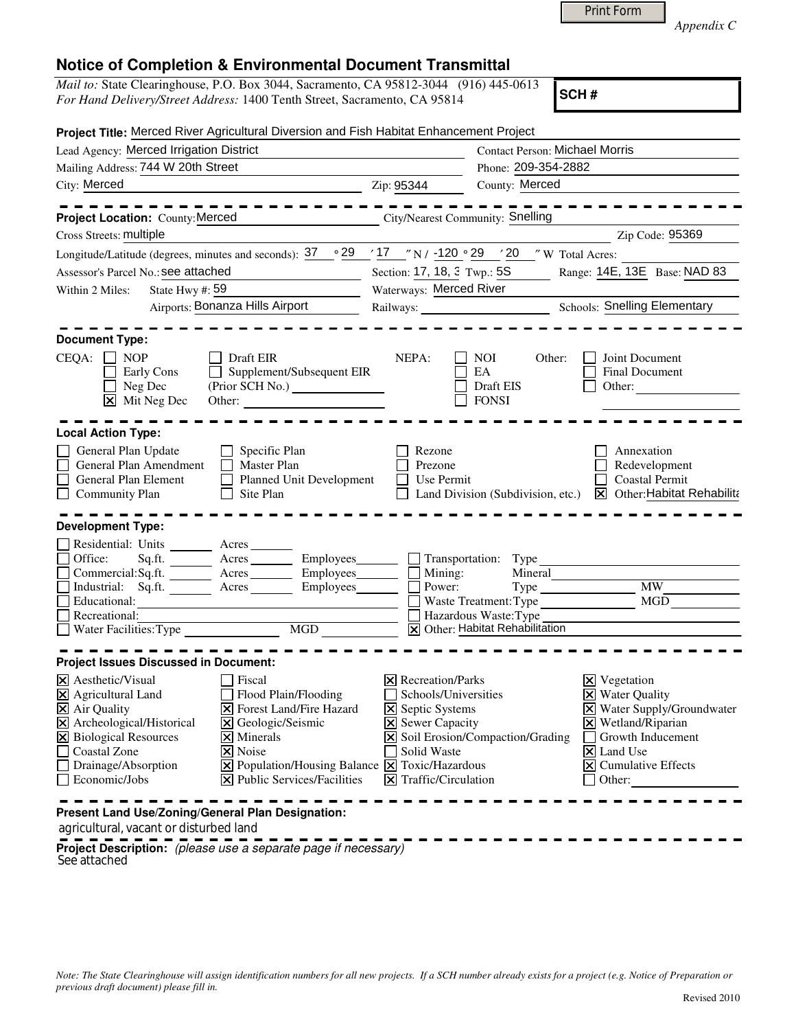Print Form

*Appendix C*

# Notice of Completion & Environmental Document Transmittal

*Mail to:* State Clearinghouse, P.O. Box 3044, Sacramento, CA 95812-3044 (916) 445-0613
*For Hand Delivery/Street Address:* 1400 Tenth Street, Sacramento, CA 95814

**SCH #**

**Project Title:** Merced River Agricultural Diversion and Fish Habitat Enhancement Project

Lead Agency: Merced Irrigation District
Contact Person: Michael Morris
Mailing Address: 744 W 20th Street
Phone: 209-354-2882
City: Merced
Zip: 95344
County: Merced

---

**Project Location:** County: Merced
City/Nearest Community: Snelling
Cross Streets: multiple
Zip Code: 95369
Longitude/Latitude (degrees, minutes and seconds): 37 ° 29 ′ 17 ″ N / -120 ° 29 ′ 20 ″ W Total Acres:
Assessor's Parcel No.: see attached
Section: 17, 18, 3 Twp.: 5S
Range: 14E, 13E Base: NAD 83
Within 2 Miles: State Hwy #: 59
Waterways: Merced River
Airports: Bonanza Hills Airport
Railways:
Schools: Snelling Elementary

---

**Document Type:**

CEQA:
- ☐ NOP
- ☐ Early Cons
- ☐ Neg Dec
- ☒ Mit Neg Dec
- ☐ Draft EIR
- ☐ Supplement/Subsequent EIR (Prior SCH No.)
- Other:

NEPA:
- ☐ NOI
- ☐ EA
- ☐ Draft EIS
- ☐ FONSI

Other:
- ☐ Joint Document
- ☐ Final Document
- ☐ Other:

---

**Local Action Type:**

- ☐ General Plan Update
- ☐ General Plan Amendment
- ☐ General Plan Element
- ☐ Community Plan
- ☐ Specific Plan
- ☐ Master Plan
- ☐ Planned Unit Development
- ☐ Site Plan
- ☐ Rezone
- ☐ Prezone
- ☐ Use Permit
- ☐ Land Division (Subdivision, etc.)
- ☐ Annexation
- ☐ Redevelopment
- ☐ Coastal Permit
- ☒ Other: Habitat Rehabilita

---

**Development Type:**

- ☐ Residential: Units ___ Acres ___
- ☐ Office: Sq.ft. ___ Acres ___ Employees ___
- ☐ Commercial: Sq.ft. ___ Acres ___ Employees ___
- ☐ Industrial: Sq.ft. ___ Acres ___ Employees ___
- ☐ Educational:
- ☐ Recreational:
- ☐ Water Facilities: Type ___ MGD ___
- ☐ Transportation: Type
- ☐ Mining: Mineral
- ☐ Power: Type ___ MW
- ☐ Waste Treatment: Type ___ MGD
- ☐ Hazardous Waste: Type
- ☒ Other: Habitat Rehabilitation

---

**Project Issues Discussed in Document:**

- ☒ Aesthetic/Visual
- ☒ Agricultural Land
- ☒ Air Quality
- ☒ Archeological/Historical
- ☒ Biological Resources
- ☐ Coastal Zone
- ☐ Drainage/Absorption
- ☐ Economic/Jobs
- ☐ Fiscal
- ☐ Flood Plain/Flooding
- ☒ Forest Land/Fire Hazard
- ☒ Geologic/Seismic
- ☒ Minerals
- ☒ Noise
- ☒ Population/Housing Balance
- ☒ Public Services/Facilities
- ☒ Recreation/Parks
- ☐ Schools/Universities
- ☒ Septic Systems
- ☒ Sewer Capacity
- ☒ Soil Erosion/Compaction/Grading
- ☐ Solid Waste
- ☒ Toxic/Hazardous
- ☒ Traffic/Circulation
- ☒ Vegetation
- ☒ Water Quality
- ☒ Water Supply/Groundwater
- ☒ Wetland/Riparian
- ☐ Growth Inducement
- ☒ Land Use
- ☒ Cumulative Effects
- ☐ Other:

---

**Present Land Use/Zoning/General Plan Designation:**
agricultural, vacant or disturbed land

**Project Description:** *(please use a separate page if necessary)*
See attached

*Note: The State Clearinghouse will assign identification numbers for all new projects. If a SCH number already exists for a project (e.g. Notice of Preparation or previous draft document) please fill in.*

Revised 2010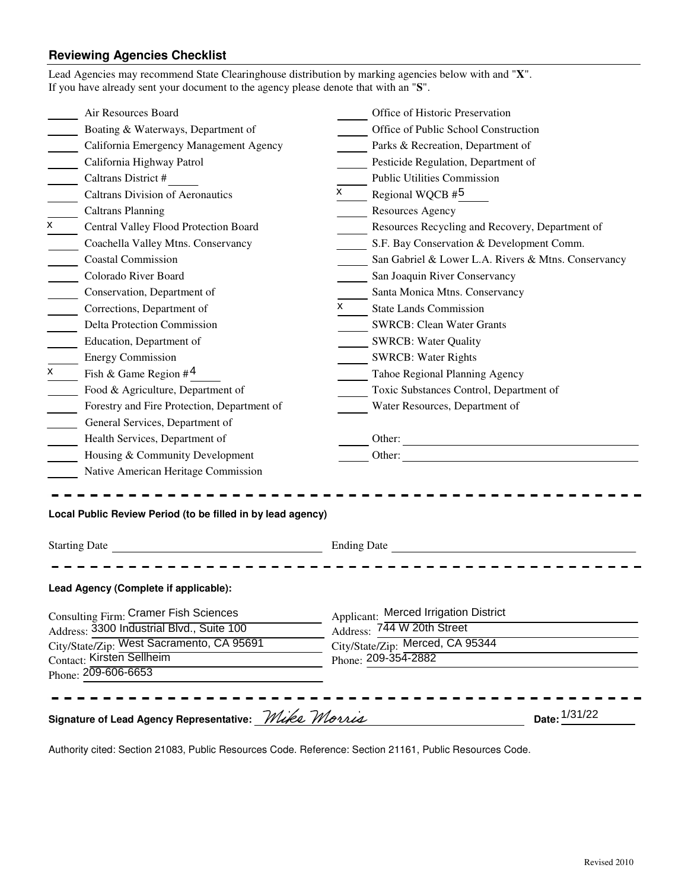## Reviewing Agencies Checklist

Lead Agencies may recommend State Clearinghouse distribution by marking agencies below with and "**X**".
If you have already sent your document to the agency please denote that with an "**S**".

| | | | |
|---|---|---|---|
| | Air Resources Board | | Office of Historic Preservation |
| | Boating & Waterways, Department of | | Office of Public School Construction |
| | California Emergency Management Agency | | Parks & Recreation, Department of |
| | California Highway Patrol | | Pesticide Regulation, Department of |
| | Caltrans District # | | Public Utilities Commission |
| | Caltrans Division of Aeronautics | x | Regional WQCB # 5 |
| | Caltrans Planning | | Resources Agency |
| x | Central Valley Flood Protection Board | | Resources Recycling and Recovery, Department of |
| | Coachella Valley Mtns. Conservancy | | S.F. Bay Conservation & Development Comm. |
| | Coastal Commission | | San Gabriel & Lower L.A. Rivers & Mtns. Conservancy |
| | Colorado River Board | | San Joaquin River Conservancy |
| | Conservation, Department of | | Santa Monica Mtns. Conservancy |
| | Corrections, Department of | x | State Lands Commission |
| | Delta Protection Commission | | SWRCB: Clean Water Grants |
| | Education, Department of | | SWRCB: Water Quality |
| | Energy Commission | | SWRCB: Water Rights |
| x | Fish & Game Region # 4 | | Tahoe Regional Planning Agency |
| | Food & Agriculture, Department of | | Toxic Substances Control, Department of |
| | Forestry and Fire Protection, Department of | | Water Resources, Department of |
| | General Services, Department of | | |
| | Health Services, Department of | | Other: |
| | Housing & Community Development | | Other: |
| | Native American Heritage Commission | | |

---

**Local Public Review Period (to be filled in by lead agency)**

Starting Date ______________________ Ending Date ______________________

---

**Lead Agency (Complete if applicable):**

Consulting Firm: Cramer Fish Sciences
Address: 3300 Industrial Blvd., Suite 100
City/State/Zip: West Sacramento, CA 95691
Contact: Kirsten Sellheim
Phone: 209-606-6653

Applicant: Merced Irrigation District
Address: 744 W 20th Street
City/State/Zip: Merced, CA 95344
Phone: 209-354-2882

---

**Signature of Lead Agency Representative:** *Mike Morris* **Date:** 1/31/22

Authority cited: Section 21083, Public Resources Code. Reference: Section 21161, Public Resources Code.

Revised 2010